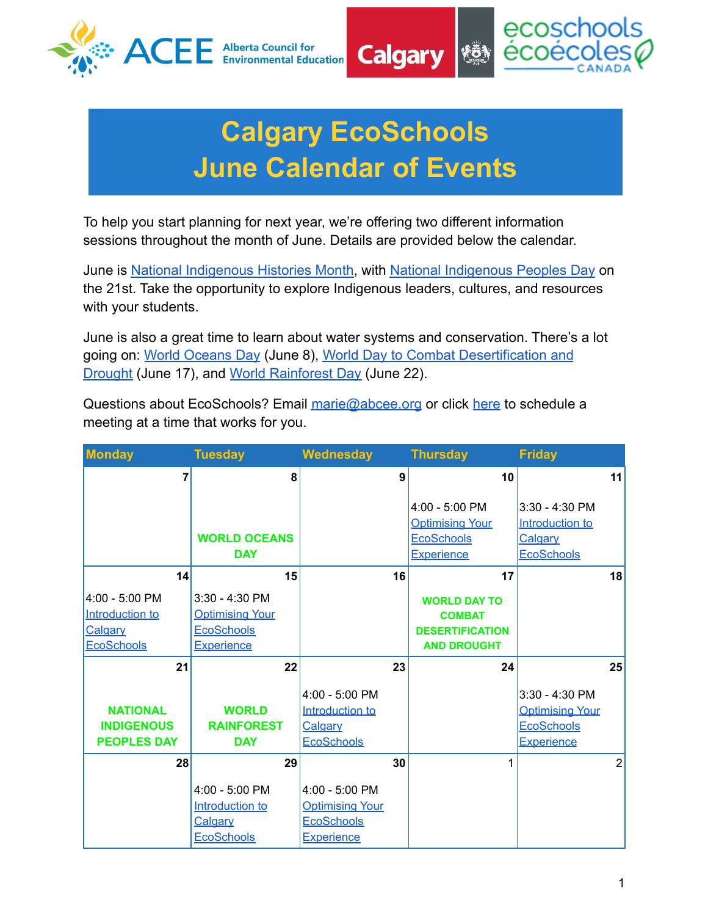# Calgary EcoSchools
# June Calendar of Events

To help you start planning for next year, we're offering two different information sessions throughout the month of June. Details are provided below the calendar.

June is National Indigenous Histories Month, with National Indigenous Peoples Day on the 21st. Take the opportunity to explore Indigenous leaders, cultures, and resources with your students.

June is also a great time to learn about water systems and conservation. There's a lot going on: World Oceans Day (June 8), World Day to Combat Desertification and Drought (June 17), and World Rainforest Day (June 22).

Questions about EcoSchools? Email marie@abcee.org or click here to schedule a meeting at a time that works for you.

| Monday | Tuesday | Wednesday | Thursday | Friday |
|---|---|---|---|---|
| 7 | 8<br>**WORLD OCEANS DAY** | 9 | 10<br>4:00 - 5:00 PM<br>Optimising Your EcoSchools Experience | 11<br>3:30 - 4:30 PM<br>Introduction to Calgary EcoSchools |
| 14<br>4:00 - 5:00 PM<br>Introduction to Calgary EcoSchools | 15<br>3:30 - 4:30 PM<br>Optimising Your EcoSchools Experience | 16 | 17<br>**WORLD DAY TO COMBAT DESERTIFICATION AND DROUGHT** | 18 |
| 21<br>**NATIONAL INDIGENOUS PEOPLES DAY** | 22<br>**WORLD RAINFOREST DAY** | 23<br>4:00 - 5:00 PM<br>Introduction to Calgary EcoSchools | 24 | 25<br>3:30 - 4:30 PM<br>Optimising Your EcoSchools Experience |
| 28 | 29<br>4:00 - 5:00 PM<br>Introduction to Calgary EcoSchools | 30<br>4:00 - 5:00 PM<br>Optimising Your EcoSchools Experience | 1 | 2 |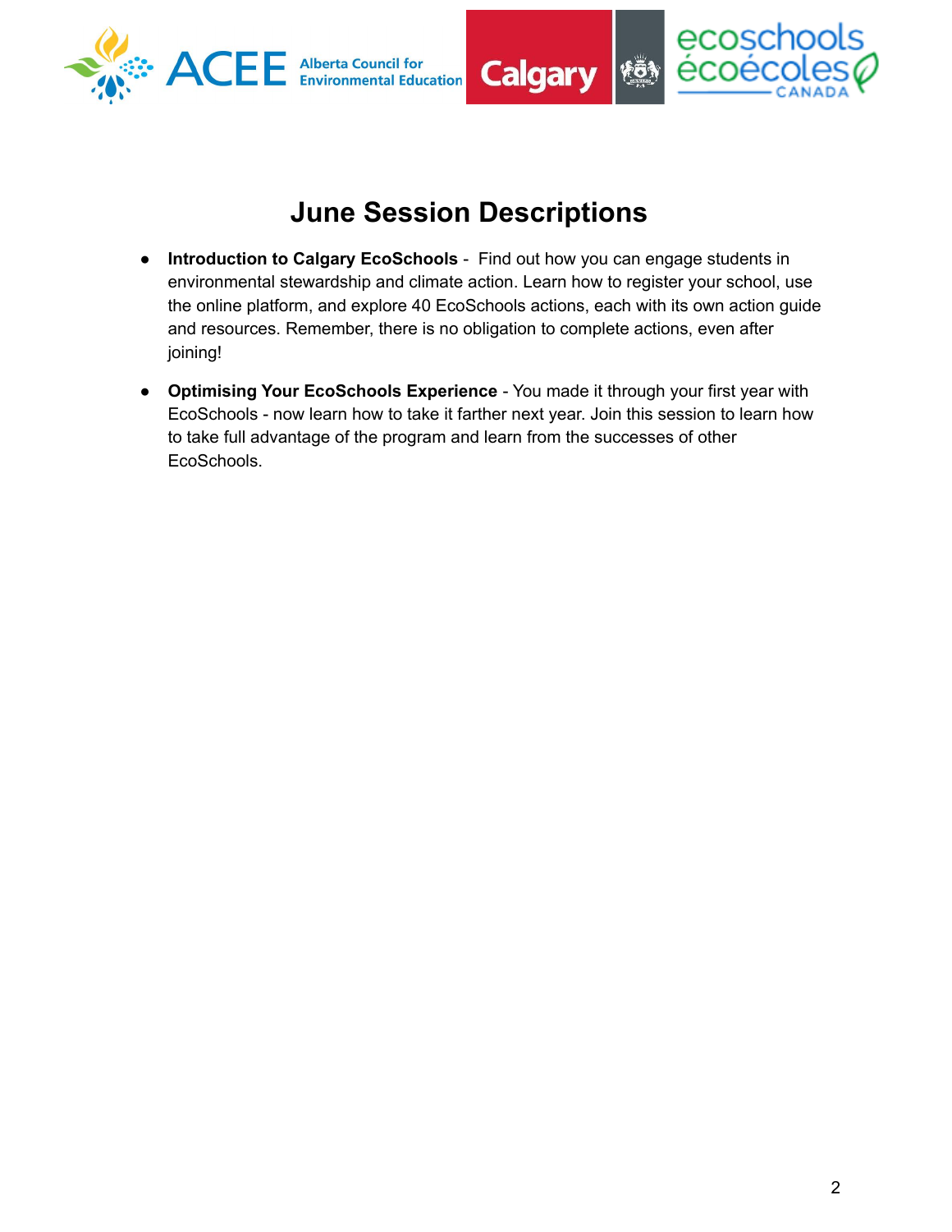# June Session Descriptions

- **Introduction to Calgary EcoSchools** - Find out how you can engage students in environmental stewardship and climate action. Learn how to register your school, use the online platform, and explore 40 EcoSchools actions, each with its own action guide and resources. Remember, there is no obligation to complete actions, even after joining!
- **Optimising Your EcoSchools Experience** - You made it through your first year with EcoSchools - now learn how to take it farther next year. Join this session to learn how to take full advantage of the program and learn from the successes of other EcoSchools.